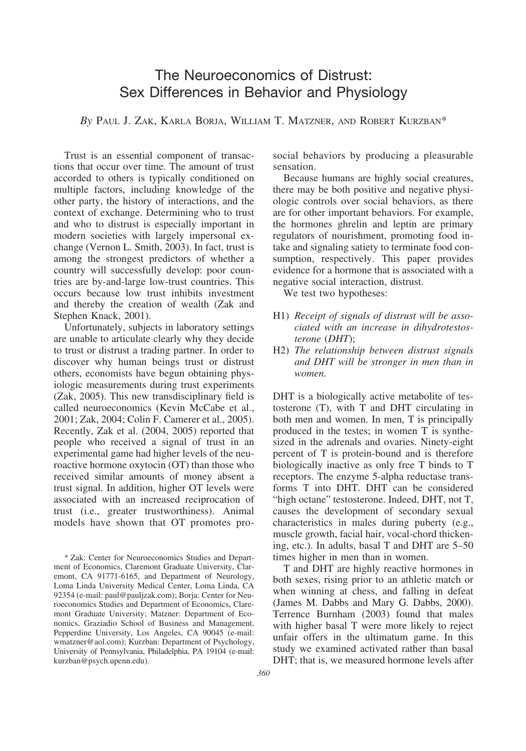# The Neuroeconomics of Distrust: Sex Differences in Behavior and Physiology

*By* Paul J. Zak, Karla Borja, William T. Matzner, and Robert Kurzban*

Trust is an essential component of transactions that occur over time. The amount of trust accorded to others is typically conditioned on multiple factors, including knowledge of the other party, the history of interactions, and the context of exchange. Determining who to trust and who to distrust is especially important in modern societies with largely impersonal exchange (Vernon L. Smith, 2003). In fact, trust is among the strongest predictors of whether a country will successfully develop: poor countries are by-and-large low-trust countries. This occurs because low trust inhibits investment and thereby the creation of wealth (Zak and Stephen Knack, 2001).

Unfortunately, subjects in laboratory settings are unable to articulate clearly why they decide to trust or distrust a trading partner. In order to discover why human beings trust or distrust others, economists have begun obtaining physiologic measurements during trust experiments (Zak, 2005). This new transdisciplinary field is called neuroeconomics (Kevin McCabe et al., 2001; Zak, 2004; Colin F. Camerer et al., 2005). Recently, Zak et al. (2004, 2005) reported that people who received a signal of trust in an experimental game had higher levels of the neuroactive hormone oxytocin (OT) than those who received similar amounts of money absent a trust signal. In addition, higher OT levels were associated with an increased reciprocation of trust (i.e., greater trustworthiness). Animal models have shown that OT promotes prosocial behaviors by producing a pleasurable sensation.

Because humans are highly social creatures, there may be both positive and negative physiologic controls over social behaviors, as there are for other important behaviors. For example, the hormones ghrelin and leptin are primary regulators of nourishment, promoting food intake and signaling satiety to terminate food consumption, respectively. This paper provides evidence for a hormone that is associated with a negative social interaction, distrust.

We test two hypotheses:

- H1) *Receipt of signals of distrust will be associated with an increase in dihydrotestosterone (DHT)*;
- H2) *The relationship between distrust signals and DHT will be stronger in men than in women.*

DHT is a biologically active metabolite of testosterone (T), with T and DHT circulating in both men and women. In men, T is principally produced in the testes; in women T is synthesized in the adrenals and ovaries. Ninety-eight percent of T is protein-bound and is therefore biologically inactive as only free T binds to T receptors. The enzyme 5-alpha reductase transforms T into DHT. DHT can be considered "high octane" testosterone. Indeed, DHT, not T, causes the development of secondary sexual characteristics in males during puberty (e.g., muscle growth, facial hair, vocal-chord thickening, etc.). In adults, basal T and DHT are 5–50 times higher in men than in women.

T and DHT are highly reactive hormones in both sexes, rising prior to an athletic match or when winning at chess, and falling in defeat (James M. Dabbs and Mary G. Dabbs, 2000). Terrence Burnham (2003) found that males with higher basal T were more likely to reject unfair offers in the ultimatum game. In this study we examined activated rather than basal DHT; that is, we measured hormone levels after

\* Zak: Center for Neuroeconomics Studies and Department of Economics, Claremont Graduate University, Claremont, CA 91771-6165, and Department of Neurology, Loma Linda University Medical Center, Loma Linda, CA 92354 (e-mail: paul@pauljzak.com); Borja: Center for Neuroeconomics Studies and Department of Economics, Claremont Graduate University; Matzner: Department of Economics, Graziadio School of Business and Management, Pepperdine University, Los Angeles, CA 90045 (e-mail: wmatzner@aol.com); Kurzban: Department of Psychology, University of Pennsylvania, Philadelphia, PA 19104 (e-mail: kurzban@psych.upenn.edu).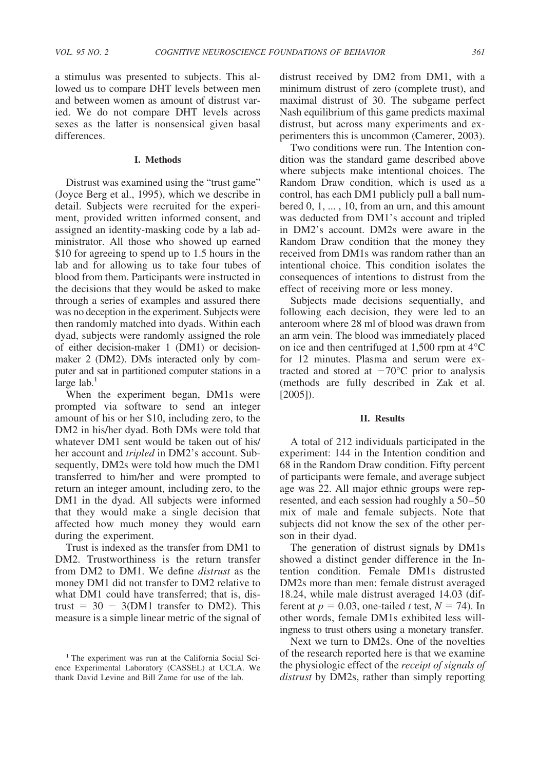a stimulus was presented to subjects. This allowed us to compare DHT levels between men and between women as amount of distrust varied. We do not compare DHT levels across sexes as the latter is nonsensical given basal differences.

## I. Methods

Distrust was examined using the "trust game" (Joyce Berg et al., 1995), which we describe in detail. Subjects were recruited for the experiment, provided written informed consent, and assigned an identity-masking code by a lab administrator. All those who showed up earned \$10 for agreeing to spend up to 1.5 hours in the lab and for allowing us to take four tubes of blood from them. Participants were instructed in the decisions that they would be asked to make through a series of examples and assured there was no deception in the experiment. Subjects were then randomly matched into dyads. Within each dyad, subjects were randomly assigned the role of either decision-maker 1 (DM1) or decision-maker 2 (DM2). DMs interacted only by computer and sat in partitioned computer stations in a large lab.[1]

When the experiment began, DM1s were prompted via software to send an integer amount of his or her \$10, including zero, to the DM2 in his/her dyad. Both DMs were told that whatever DM1 sent would be taken out of his/her account and *tripled* in DM2's account. Subsequently, DM2s were told how much the DM1 transferred to him/her and were prompted to return an integer amount, including zero, to the DM1 in the dyad. All subjects were informed that they would make a single decision that affected how much money they would earn during the experiment.

Trust is indexed as the transfer from DM1 to DM2. Trustworthiness is the return transfer from DM2 to DM1. We define *distrust* as the money DM1 did not transfer to DM2 relative to what DM1 could have transferred; that is, distrust = 30 − 3(DM1 transfer to DM2). This measure is a simple linear metric of the signal of distrust received by DM2 from DM1, with a minimum distrust of zero (complete trust), and maximal distrust of 30. The subgame perfect Nash equilibrium of this game predicts maximal distrust, but across many experiments and experimenters this is uncommon (Camerer, 2003).

Two conditions were run. The Intention condition was the standard game described above where subjects make intentional choices. The Random Draw condition, which is used as a control, has each DM1 publicly pull a ball numbered 0, 1, ... , 10, from an urn, and this amount was deducted from DM1's account and tripled in DM2's account. DM2s were aware in the Random Draw condition that the money they received from DM1s was random rather than an intentional choice. This condition isolates the consequences of intentions to distrust from the effect of receiving more or less money.

Subjects made decisions sequentially, and following each decision, they were led to an anteroom where 28 ml of blood was drawn from an arm vein. The blood was immediately placed on ice and then centrifuged at 1,500 rpm at 4°C for 12 minutes. Plasma and serum were extracted and stored at −70°C prior to analysis (methods are fully described in Zak et al. [2005]).

## II. Results

A total of 212 individuals participated in the experiment: 144 in the Intention condition and 68 in the Random Draw condition. Fifty percent of participants were female, and average subject age was 22. All major ethnic groups were represented, and each session had roughly a 50–50 mix of male and female subjects. Note that subjects did not know the sex of the other person in their dyad.

The generation of distrust signals by DM1s showed a distinct gender difference in the Intention condition. Female DM1s distrusted DM2s more than men: female distrust averaged 18.24, while male distrust averaged 14.03 (different at $p = 0.03$, one-tailed $t$ test, $N = 74$). In other words, female DM1s exhibited less willingness to trust others using a monetary transfer.

Next we turn to DM2s. One of the novelties of the research reported here is that we examine the physiologic effect of the *receipt of signals of distrust* by DM2s, rather than simply reporting

[1] The experiment was run at the California Social Science Experimental Laboratory (CASSEL) at UCLA. We thank David Levine and Bill Zame for use of the lab.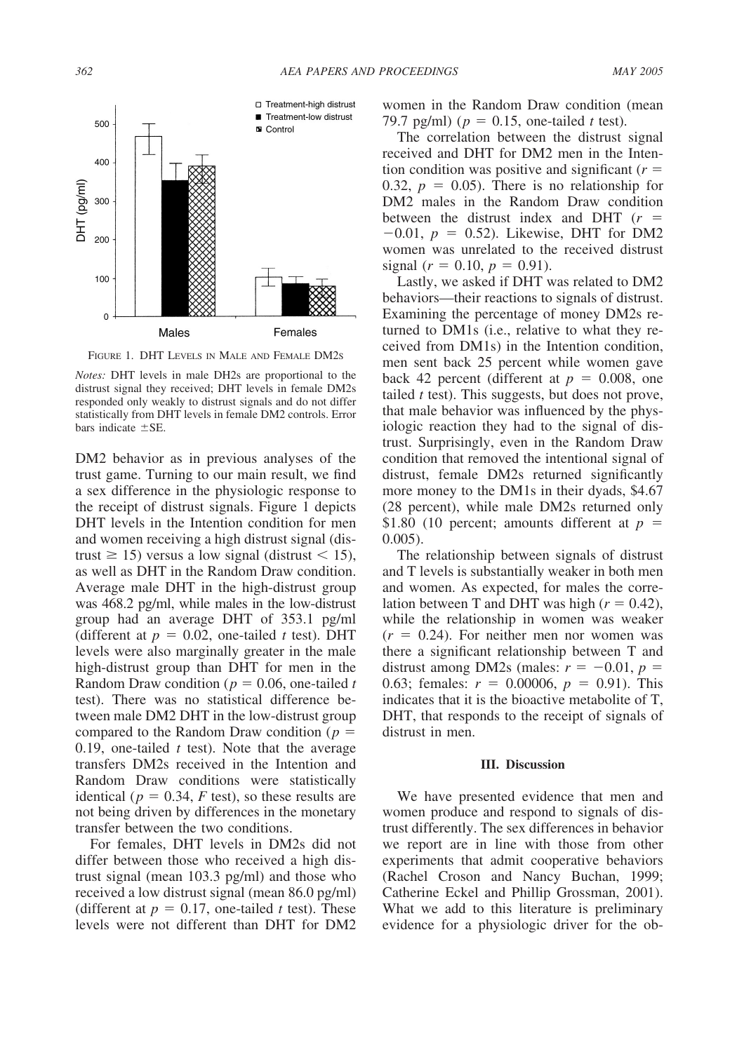FIGURE 1. DHT LEVELS IN MALE AND FEMALE DM2S

*Notes:* DHT levels in male DH2s are proportional to the distrust signal they received; DHT levels in female DM2s responded only weakly to distrust signals and do not differ statistically from DHT levels in female DM2 controls. Error bars indicate ±SE.

DM2 behavior as in previous analyses of the trust game. Turning to our main result, we find a sex difference in the physiologic response to the receipt of distrust signals. Figure 1 depicts DHT levels in the Intention condition for men and women receiving a high distrust signal (distrust $\geq 15$) versus a low signal (distrust $< 15$), as well as DHT in the Random Draw condition. Average male DHT in the high-distrust group was 468.2 pg/ml, while males in the low-distrust group had an average DHT of 353.1 pg/ml (different at $p = 0.02$, one-tailed $t$ test). DHT levels were also marginally greater in the male high-distrust group than DHT for men in the Random Draw condition ($p = 0.06$, one-tailed $t$ test). There was no statistical difference between male DM2 DHT in the low-distrust group compared to the Random Draw condition ($p = 0.19$, one-tailed $t$ test). Note that the average transfers DM2s received in the Intention and Random Draw conditions were statistically identical ($p = 0.34$, $F$ test), so these results are not being driven by differences in the monetary transfer between the two conditions.

For females, DHT levels in DM2s did not differ between those who received a high distrust signal (mean 103.3 pg/ml) and those who received a low distrust signal (mean 86.0 pg/ml) (different at $p = 0.17$, one-tailed $t$ test). These levels were not different than DHT for DM2 women in the Random Draw condition (mean 79.7 pg/ml) ($p = 0.15$, one-tailed $t$ test).

The correlation between the distrust signal received and DHT for DM2 men in the Intention condition was positive and significant ($r = 0.32$, $p = 0.05$). There is no relationship for DM2 males in the Random Draw condition between the distrust index and DHT ($r = -0.01$, $p = 0.52$). Likewise, DHT for DM2 women was unrelated to the received distrust signal ($r = 0.10$, $p = 0.91$).

Lastly, we asked if DHT was related to DM2 behaviors—their reactions to signals of distrust. Examining the percentage of money DM2s returned to DM1s (i.e., relative to what they received from DM1s) in the Intention condition, men sent back 25 percent while women gave back 42 percent (different at $p = 0.008$, one tailed $t$ test). This suggests, but does not prove, that male behavior was influenced by the physiologic reaction they had to the signal of distrust. Surprisingly, even in the Random Draw condition that removed the intentional signal of distrust, female DM2s returned significantly more money to the DM1s in their dyads, \$4.67 (28 percent), while male DM2s returned only \$1.80 (10 percent; amounts different at $p = 0.005$).

The relationship between signals of distrust and T levels is substantially weaker in both men and women. As expected, for males the correlation between T and DHT was high ($r = 0.42$), while the relationship in women was weaker ($r = 0.24$). For neither men nor women was there a significant relationship between T and distrust among DM2s (males: $r = -0.01$, $p = 0.63$; females: $r = 0.00006$, $p = 0.91$). This indicates that it is the bioactive metabolite of T, DHT, that responds to the receipt of signals of distrust in men.

### III. Discussion

We have presented evidence that men and women produce and respond to signals of distrust differently. The sex differences in behavior we report are in line with those from other experiments that admit cooperative behaviors (Rachel Croson and Nancy Buchan, 1999; Catherine Eckel and Phillip Grossman, 2001). What we add to this literature is preliminary evidence for a physiologic driver for the ob-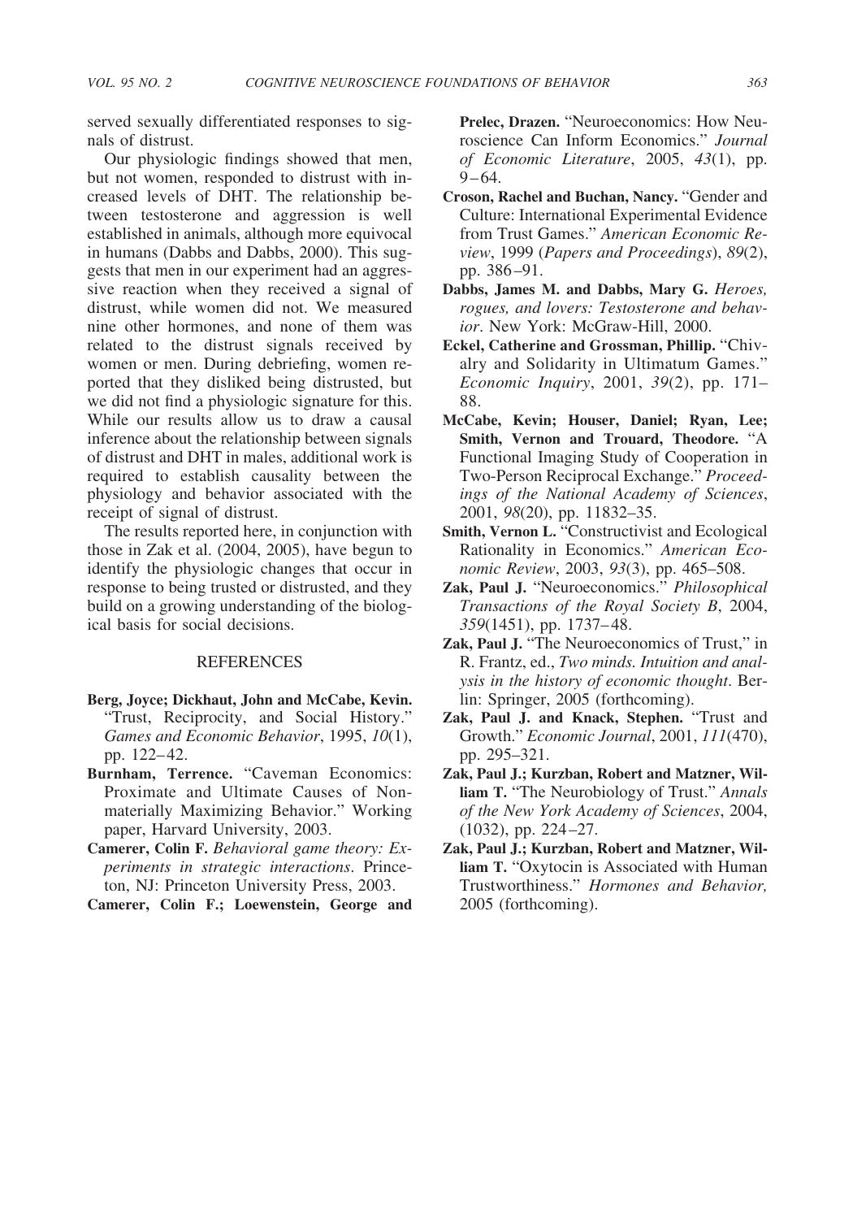served sexually differentiated responses to signals of distrust.

Our physiologic findings showed that men, but not women, responded to distrust with increased levels of DHT. The relationship between testosterone and aggression is well established in animals, although more equivocal in humans (Dabbs and Dabbs, 2000). This suggests that men in our experiment had an aggressive reaction when they received a signal of distrust, while women did not. We measured nine other hormones, and none of them was related to the distrust signals received by women or men. During debriefing, women reported that they disliked being distrusted, but we did not find a physiologic signature for this. While our results allow us to draw a causal inference about the relationship between signals of distrust and DHT in males, additional work is required to establish causality between the physiology and behavior associated with the receipt of signal of distrust.

The results reported here, in conjunction with those in Zak et al. (2004, 2005), have begun to identify the physiologic changes that occur in response to being trusted or distrusted, and they build on a growing understanding of the biological basis for social decisions.

## REFERENCES

**Berg, Joyce; Dickhaut, John and McCabe, Kevin.** "Trust, Reciprocity, and Social History." *Games and Economic Behavior*, 1995, *10*(1), pp. 122–42.

**Burnham, Terrence.** "Caveman Economics: Proximate and Ultimate Causes of Non-materially Maximizing Behavior." Working paper, Harvard University, 2003.

**Camerer, Colin F.** *Behavioral game theory: Experiments in strategic interactions*. Princeton, NJ: Princeton University Press, 2003.

**Camerer, Colin F.; Loewenstein, George and Prelec, Drazen.** "Neuroeconomics: How Neuroscience Can Inform Economics." *Journal of Economic Literature*, 2005, *43*(1), pp. 9–64.

**Croson, Rachel and Buchan, Nancy.** "Gender and Culture: International Experimental Evidence from Trust Games." *American Economic Review*, 1999 (*Papers and Proceedings*), *89*(2), pp. 386–91.

**Dabbs, James M. and Dabbs, Mary G.** *Heroes, rogues, and lovers: Testosterone and behavior*. New York: McGraw-Hill, 2000.

**Eckel, Catherine and Grossman, Phillip.** "Chivalry and Solidarity in Ultimatum Games." *Economic Inquiry*, 2001, *39*(2), pp. 171–88.

**McCabe, Kevin; Houser, Daniel; Ryan, Lee; Smith, Vernon and Trouard, Theodore.** "A Functional Imaging Study of Cooperation in Two-Person Reciprocal Exchange." *Proceedings of the National Academy of Sciences*, 2001, *98*(20), pp. 11832–35.

**Smith, Vernon L.** "Constructivist and Ecological Rationality in Economics." *American Economic Review*, 2003, *93*(3), pp. 465–508.

**Zak, Paul J.** "Neuroeconomics." *Philosophical Transactions of the Royal Society B*, 2004, *359*(1451), pp. 1737–48.

**Zak, Paul J.** "The Neuroeconomics of Trust," in R. Frantz, ed., *Two minds. Intuition and analysis in the history of economic thought*. Berlin: Springer, 2005 (forthcoming).

**Zak, Paul J. and Knack, Stephen.** "Trust and Growth." *Economic Journal*, 2001, *111*(470), pp. 295–321.

**Zak, Paul J.; Kurzban, Robert and Matzner, William T.** "The Neurobiology of Trust." *Annals of the New York Academy of Sciences*, 2004, (1032), pp. 224–27.

**Zak, Paul J.; Kurzban, Robert and Matzner, William T.** "Oxytocin is Associated with Human Trustworthiness." *Hormones and Behavior,* 2005 (forthcoming).